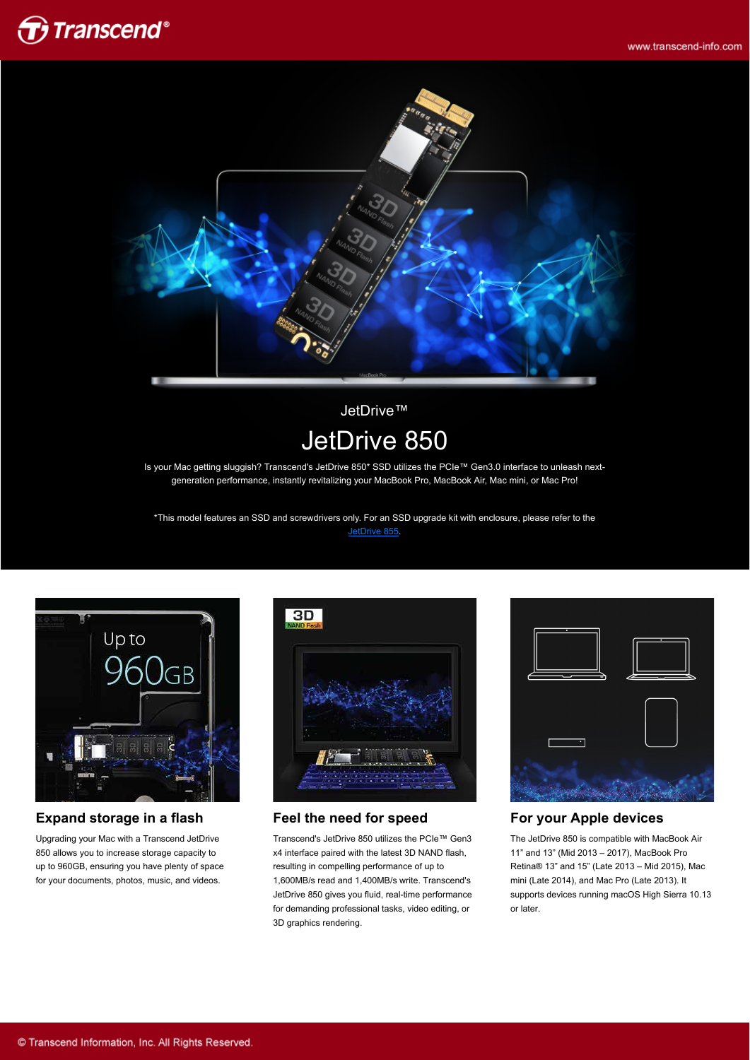JetDrive™

# JetDrive 850

Is your Mac getting sluggish? Transcend's JetDrive 850* SSD utilizes the PCIe™ Gen3.0 interface to unleash next-generation performance, instantly revitalizing your MacBook Pro, MacBook Air, Mac mini, or Mac Pro!

*This model features an SSD and screwdrivers only. For an SSD upgrade kit with enclosure, please refer to the JetDrive 855.

## Expand storage in a flash

Upgrading your Mac with a Transcend JetDrive 850 allows you to increase storage capacity to up to 960GB, ensuring you have plenty of space for your documents, photos, music, and videos.

## Feel the need for speed

Transcend's JetDrive 850 utilizes the PCIe™ Gen3 x4 interface paired with the latest 3D NAND flash, resulting in compelling performance of up to 1,600MB/s read and 1,400MB/s write. Transcend's JetDrive 850 gives you fluid, real-time performance for demanding professional tasks, video editing, or 3D graphics rendering.

## For your Apple devices

The JetDrive 850 is compatible with MacBook Air 11" and 13" (Mid 2013 – 2017), MacBook Pro Retina® 13" and 15" (Late 2013 – Mid 2015), Mac mini (Late 2014), and Mac Pro (Late 2013). It supports devices running macOS High Sierra 10.13 or later.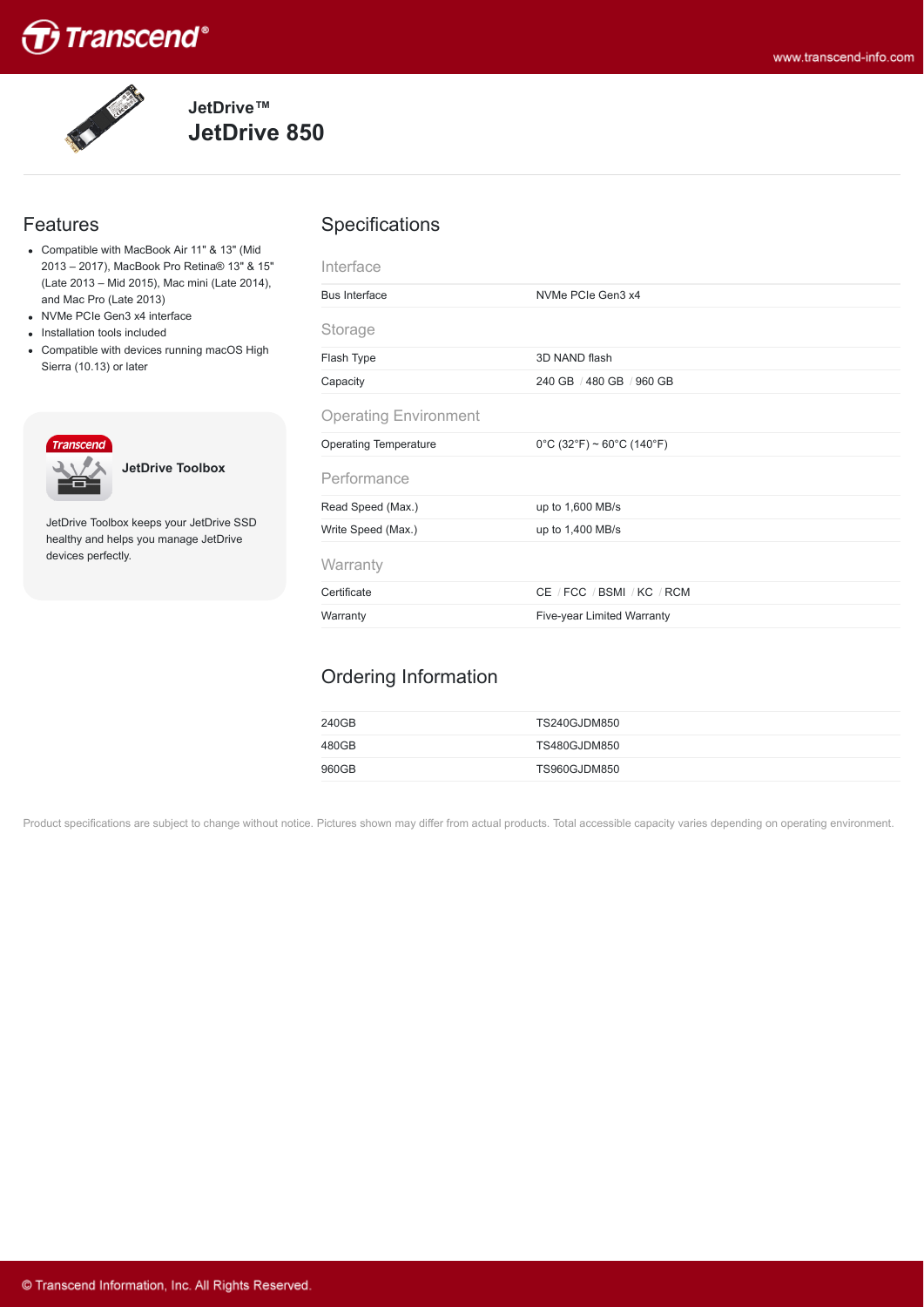JetDrive™

# JetDrive 850

## Features

- Compatible with MacBook Air 11" & 13" (Mid 2013 – 2017), MacBook Pro Retina® 13" & 15" (Late 2013 – Mid 2015), Mac mini (Late 2014), and Mac Pro (Late 2013)
- NVMe PCIe Gen3 x4 interface
- Installation tools included
- Compatible with devices running macOS High Sierra (10.13) or later

### JetDrive Toolbox

JetDrive Toolbox keeps your JetDrive SSD healthy and helps you manage JetDrive devices perfectly.

## Specifications

### Interface

| | |
|---|---|
| Bus Interface | NVMe PCIe Gen3 x4 |

### Storage

| | |
|---|---|
| Flash Type | 3D NAND flash |
| Capacity | 240 GB / 480 GB / 960 GB |

### Operating Environment

| | |
|---|---|
| Operating Temperature | 0°C (32°F) ~ 60°C (140°F) |

### Performance

| | |
|---|---|
| Read Speed (Max.) | up to 1,600 MB/s |
| Write Speed (Max.) | up to 1,400 MB/s |

### Warranty

| | |
|---|---|
| Certificate | CE / FCC / BSMI / KC / RCM |
| Warranty | Five-year Limited Warranty |

## Ordering Information

| | |
|---|---|
| 240GB | TS240GJDM850 |
| 480GB | TS480GJDM850 |
| 960GB | TS960GJDM850 |

Product specifications are subject to change without notice. Pictures shown may differ from actual products. Total accessible capacity varies depending on operating environment.